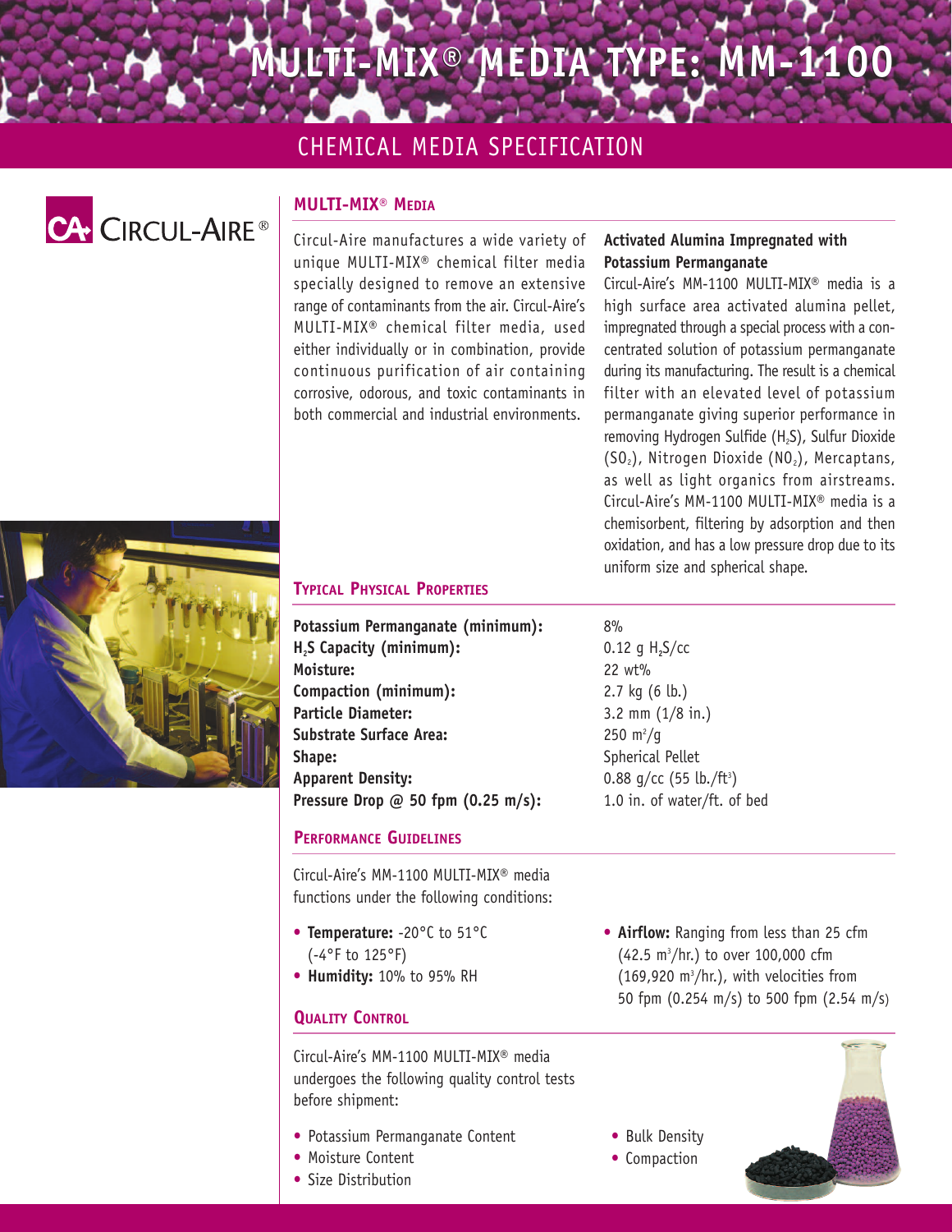# MULTI-MIX® MEDIA TYPE: MM-1100

## CHEMICAL MEDIA SPECIFICATION

CIRCUL-AIRE®

### MULTI-MIX® MEDIA

Circul-Aire manufactures a wide variety of unique MULTI-MIX® chemical filter media specially designed to remove an extensive range of contaminants from the air. Circul-Aire's MULTI-MIX® chemical filter media, used either individually or in combination, provide continuous purification of air containing corrosive, odorous, and toxic contaminants in both commercial and industrial environments.

**Activated Alumina Impregnated with Potassium Permanganate**

Circul-Aire's MM-1100 MULTI-MIX® media is a high surface area activated alumina pellet, impregnated through a special process with a concentrated solution of potassium permanganate during its manufacturing. The result is a chemical filter with an elevated level of potassium permanganate giving superior performance in removing Hydrogen Sulfide ($H_2S$), Sulfur Dioxide ($SO_2$), Nitrogen Dioxide ($NO_2$), Mercaptans, as well as light organics from airstreams. Circul-Aire's MM-1100 MULTI-MIX® media is a chemisorbent, filtering by adsorption and then oxidation, and has a low pressure drop due to its uniform size and spherical shape.

### TYPICAL PHYSICAL PROPERTIES

| Property | Value |
|---|---|
| **Potassium Permanganate (minimum):** | 8% |
| **$H_2S$ Capacity (minimum):** | 0.12 g $H_2S$/cc |
| **Moisture:** | 22 wt% |
| **Compaction (minimum):** | 2.7 kg (6 lb.) |
| **Particle Diameter:** | 3.2 mm (1/8 in.) |
| **Substrate Surface Area:** | 250 $m^2/g$ |
| **Shape:** | Spherical Pellet |
| **Apparent Density:** | 0.88 g/cc (55 lb./$ft^3$) |
| **Pressure Drop @ 50 fpm (0.25 m/s):** | 1.0 in. of water/ft. of bed |

### PERFORMANCE GUIDELINES

Circul-Aire's MM-1100 MULTI-MIX® media functions under the following conditions:

- **Temperature:** -20°C to 51°C (-4°F to 125°F)
- **Humidity:** 10% to 95% RH
- **Airflow:** Ranging from less than 25 cfm (42.5 $m^3$/hr.) to over 100,000 cfm (169,920 $m^3$/hr.), with velocities from 50 fpm (0.254 m/s) to 500 fpm (2.54 m/s)

### QUALITY CONTROL

Circul-Aire's MM-1100 MULTI-MIX® media undergoes the following quality control tests before shipment:

- Potassium Permanganate Content
- Moisture Content
- Size Distribution
- Bulk Density
- Compaction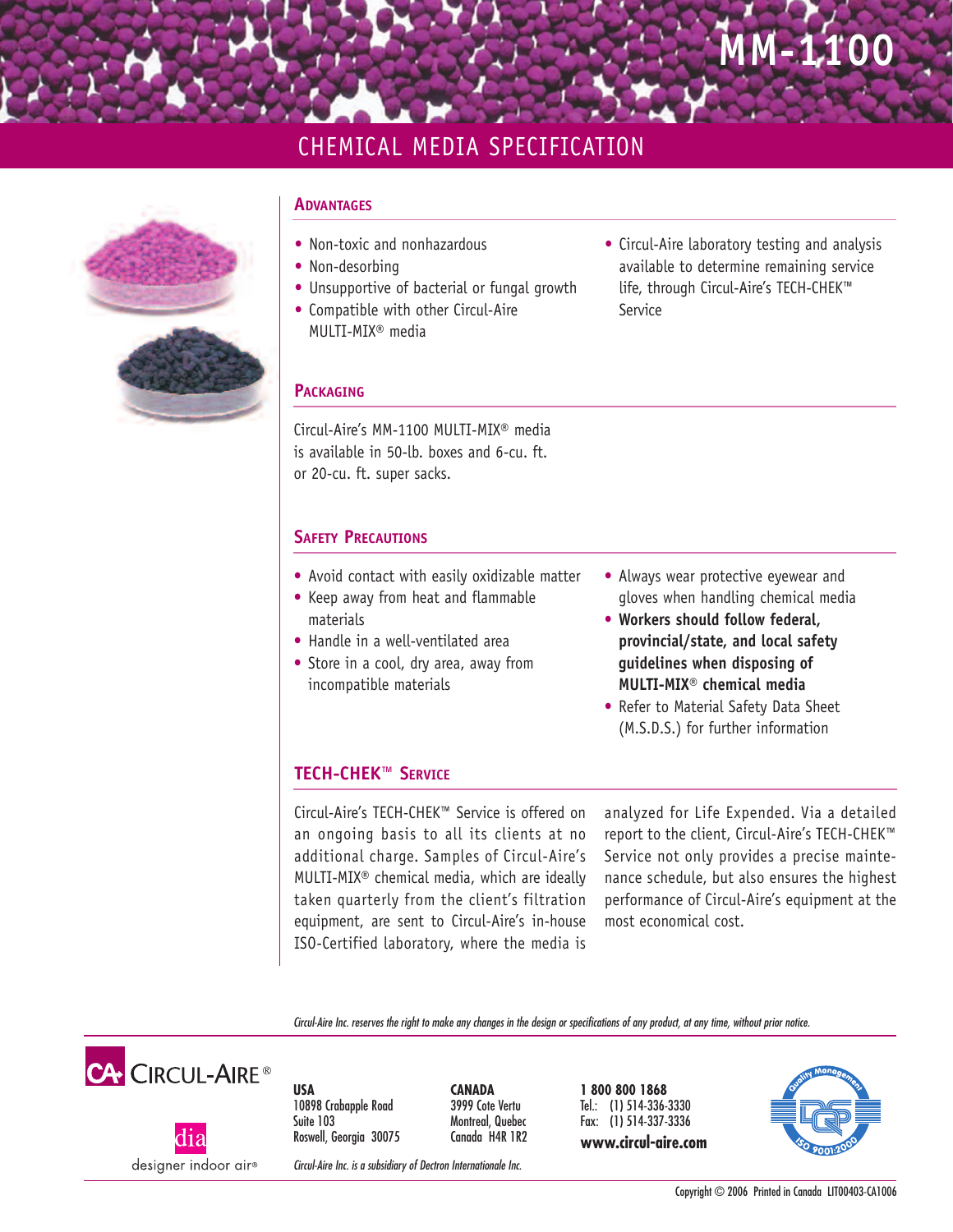# MM-1100

## CHEMICAL MEDIA SPECIFICATION

### Advantages

- Non-toxic and nonhazardous
- Non-desorbing
- Unsupportive of bacterial or fungal growth
- Compatible with other Circul-Aire MULTI-MIX® media
- Circul-Aire laboratory testing and analysis available to determine remaining service life, through Circul-Aire's TECH-CHEK™ Service

### Packaging

Circul-Aire's MM-1100 MULTI-MIX® media is available in 50-lb. boxes and 6-cu. ft. or 20-cu. ft. super sacks.

### Safety Precautions

- Avoid contact with easily oxidizable matter
- Keep away from heat and flammable materials
- Handle in a well-ventilated area
- Store in a cool, dry area, away from incompatible materials
- Always wear protective eyewear and gloves when handling chemical media
- **Workers should follow federal, provincial/state, and local safety guidelines when disposing of MULTI-MIX® chemical media**
- Refer to Material Safety Data Sheet (M.S.D.S.) for further information

### TECH-CHEK™ Service

Circul-Aire's TECH-CHEK™ Service is offered on an ongoing basis to all its clients at no additional charge. Samples of Circul-Aire's MULTI-MIX® chemical media, which are ideally taken quarterly from the client's filtration equipment, are sent to Circul-Aire's in-house ISO-Certified laboratory, where the media is analyzed for Life Expended. Via a detailed report to the client, Circul-Aire's TECH-CHEK™ Service not only provides a precise maintenance schedule, but also ensures the highest performance of Circul-Aire's equipment at the most economical cost.

*Circul-Aire Inc. reserves the right to make any changes in the design or specifications of any product, at any time, without prior notice.*

CA CIRCUL-AIRE®

dia designer indoor air®

**USA**
10898 Crabapple Road
Suite 103
Roswell, Georgia 30075

**CANADA**
3999 Cote Vertu
Montreal, Quebec
Canada H4R 1R2

**1 800 800 1868**
Tel.: (1) 514-336-3330
Fax: (1) 514-337-3336
**www.circul-aire.com**

*Circul-Aire Inc. is a subsidiary of Dectron Internationale Inc.*

Quality Management DQS ISO 9001:2000

Copyright © 2006 Printed in Canada LIT00403-CA1006